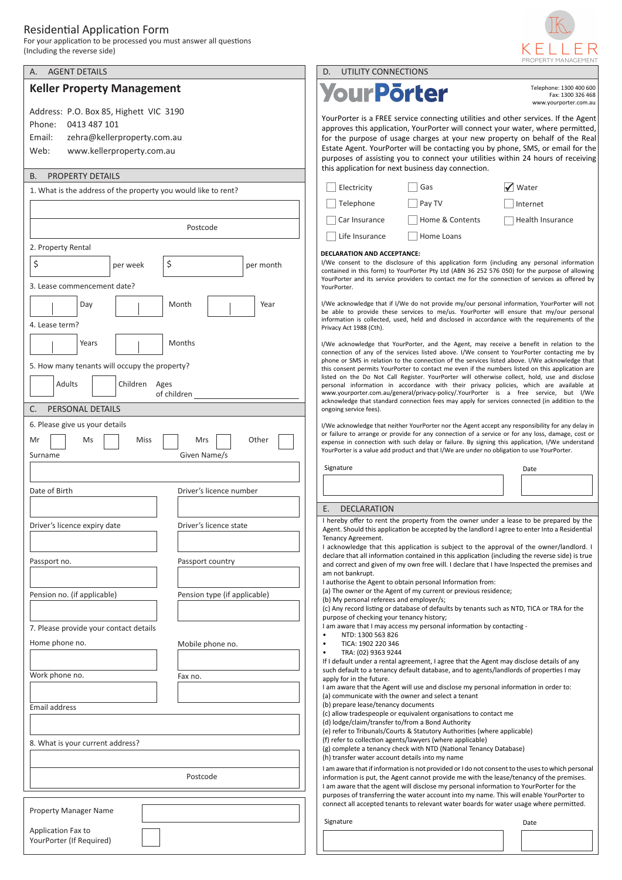# Residential Application Form

For your application to be processed you must answer all questions
(Including the reverse side)

KELLER
PROPERTY MANAGEMENT

## A. AGENT DETAILS

**Keller Property Management**

Address: P.O. Box 85, Highett VIC 3190
Phone: 0413 487 101
Email: zehra@kellerproperty.com.au
Web: www.kellerproperty.com.au

## B. PROPERTY DETAILS

1. What is the address of the property you would like to rent?

Postcode

2. Property Rental

$ per week $ per month

3. Lease commencement date?

Day Month Year

4. Lease term?

Years Months

5. How many tenants will occupy the property?

Adults Children Ages of children

## C. PERSONAL DETAILS

6. Please give us your details

Mr ☐ Ms ☐ Miss ☐ Mrs ☐ Other ☐

Surname Given Name/s

Date of Birth

Driver's licence number

Driver's licence expiry date

Driver's licence state

Passport no.

Passport country

Pension no. (if applicable)

Pension type (if applicable)

7. Please provide your contact details

Home phone no.

Mobile phone no.

Work phone no.

Fax no.

Email address

8. What is your current address?

Postcode

Property Manager Name

Application Fax to YourPorter (If Required) ☐

## D. UTILITY CONNECTIONS

**YourPorter**

Telephone: 1300 400 600
Fax: 1300 326 468
www.yourporter.com.au

YourPorter is a FREE service connecting utilities and other services. If the Agent approves this application, YourPorter will connect your water, where permitted, for the purpose of usage charges at your new property on behalf of the Real Estate Agent. YourPorter will be contacting you by phone, SMS, or email for the purposes of assisting you to connect your utilities within 24 hours of receiving this application for next business day connection.

- ☐ Electricity
- ☐ Gas
- ☑ Water
- ☐ Telephone
- ☐ Pay TV
- ☐ Internet
- ☐ Car Insurance
- ☐ Home & Contents
- ☐ Health Insurance
- ☐ Life Insurance
- ☐ Home Loans

**DECLARATION AND ACCEPTANCE:**

I/We consent to the disclosure of this application form (including any personal information contained in this form) to YourPorter Pty Ltd (ABN 36 252 576 050) for the purpose of allowing YourPorter and its service providers to contact me for the connection of services as offered by YourPorter.

I/We acknowledge that if I/We do not provide my/our personal information, YourPorter will not be able to provide these services to me/us. YourPorter will ensure that my/our personal information is collected, used, held and disclosed in accordance with the requirements of the Privacy Act 1988 (Cth).

I/We acknowledge that YourPorter, and the Agent, may receive a benefit in relation to the connection of any of the services listed above. I/We consent to YourPorter contacting me by phone or SMS in relation to the connection of the services listed above. I/We acknowledge that this consent permits YourPorter to contact me even if the numbers listed on this application are listed on the Do Not Call Register. YourPorter will otherwise collect, hold, use and disclose personal information in accordance with their privacy policies, which are available at www.yourporter.com.au/general/privacy-policy/.YourPorter is a free service, but I/We acknowledge that standard connection fees may apply for services connected (in addition to the ongoing service fees).

I/We acknowledge that neither YourPorter nor the Agent accept any responsibility for any delay in or failure to arrange or provide for any connection of a service or for any loss, damage, cost or expense in connection with such delay or failure. By signing this application, I/We understand YourPorter is a value add product and that I/We are under no obligation to use YourPorter.

Signature Date

## E. DECLARATION

I hereby offer to rent the property from the owner under a lease to be prepared by the Agent. Should this application be accepted by the landlord I agree to enter Into a Residential Tenancy Agreement.

I acknowledge that this application is subject to the approval of the owner/landlord. I declare that all information contained in this application (including the reverse side) is true and correct and given of my own free will. I declare that I have Inspected the premises and am not bankrupt.

I authorise the Agent to obtain personal Information from:

(a) The owner or the Agent of my current or previous residence;
(b) My personal referees and employer/s;
(c) Any record listing or database of defaults by tenants such as NTD, TICA or TRA for the purpose of checking your tenancy history;

I am aware that I may access my personal information by contacting -

- NTD: 1300 563 826
- TICA: 1902 220 346
- TRA: (02) 9363 9244

If I default under a rental agreement, I agree that the Agent may disclose details of any such default to a tenancy default database, and to agents/landlords of properties I may apply for in the future.

I am aware that the Agent will use and disclose my personal information in order to:

(a) communicate with the owner and select a tenant
(b) prepare lease/tenancy documents
(c) allow tradespeople or equivalent organisations to contact me
(d) lodge/claim/transfer to/from a Bond Authority
(e) refer to Tribunals/Courts & Statutory Authorities (where applicable)
(f) refer to collection agents/lawyers (where applicable)
(g) complete a tenancy check with NTD (National Tenancy Database)
(h) transfer water account details into my name

I am aware that if information is not provided or I do not consent to the uses to which personal information is put, the Agent cannot provide me with the lease/tenancy of the premises.

I am aware that the agent will disclose my personal information to YourPorter for the purposes of transferring the water account into my name. This will enable YourPorter to connect all accepted tenants to relevant water boards for water usage where permitted.

Signature Date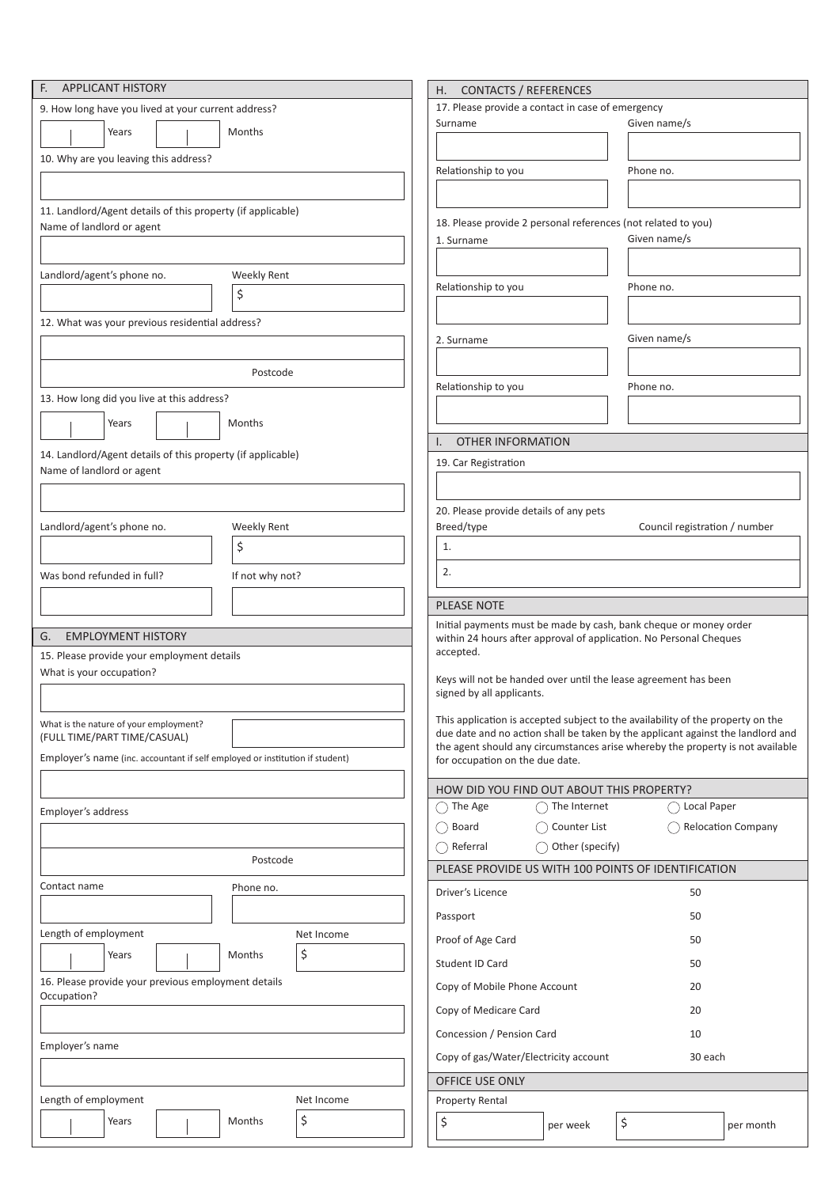## F. APPLICANT HISTORY

9. How long have you lived at your current address?

Years ______ Months ______

10. Why are you leaving this address?

11. Landlord/Agent details of this property (if applicable)

Name of landlord or agent

Landlord/agent's phone no.

Weekly Rent $

12. What was your previous residential address?

Postcode

13. How long did you live at this address?

Years ______ Months ______

14. Landlord/Agent details of this property (if applicable)

Name of landlord or agent

Landlord/agent's phone no.

Weekly Rent $

Was bond refunded in full?

If not why not?

## G. EMPLOYMENT HISTORY

15. Please provide your employment details

What is your occupation?

What is the nature of your employment? (FULL TIME/PART TIME/CASUAL)

Employer's name (inc. accountant if self employed or institution if student)

Employer's address

Postcode

Contact name

Phone no.

Length of employment

Years ______ Months ______

Net Income $

16. Please provide your previous employment details

Occupation?

Employer's name

Length of employment

Years ______ Months ______

Net Income $

## H. CONTACTS / REFERENCES

17. Please provide a contact in case of emergency

Surname

Given name/s

Relationship to you

Phone no.

18. Please provide 2 personal references (not related to you)

1. Surname

Given name/s

Relationship to you

Phone no.

2. Surname

Given name/s

Relationship to you

Phone no.

## I. OTHER INFORMATION

19. Car Registration

20. Please provide details of any pets

| Breed/type | Council registration / number |
|---|---|
| 1. | |
| 2. | |

## PLEASE NOTE

Initial payments must be made by cash, bank cheque or money order within 24 hours after approval of application. No Personal Cheques accepted.

Keys will not be handed over until the lease agreement has been signed by all applicants.

This application is accepted subject to the availability of the property on the due date and no action shall be taken by the applicant against the landlord and the agent should any circumstances arise whereby the property is not available for occupation on the due date.

## HOW DID YOU FIND OUT ABOUT THIS PROPERTY?

- ◯ The Age
- ◯ The Internet
- ◯ Local Paper
- ◯ Board
- ◯ Counter List
- ◯ Relocation Company
- ◯ Referral
- ◯ Other (specify)

## PLEASE PROVIDE US WITH 100 POINTS OF IDENTIFICATION

| | |
|---|---|
| Driver's Licence | 50 |
| Passport | 50 |
| Proof of Age Card | 50 |
| Student ID Card | 50 |
| Copy of Mobile Phone Account | 20 |
| Copy of Medicare Card | 20 |
| Concession / Pension Card | 10 |
| Copy of gas/Water/Electricity account | 30 each |

## OFFICE USE ONLY

Property Rental

$ ______ per week $ ______ per month